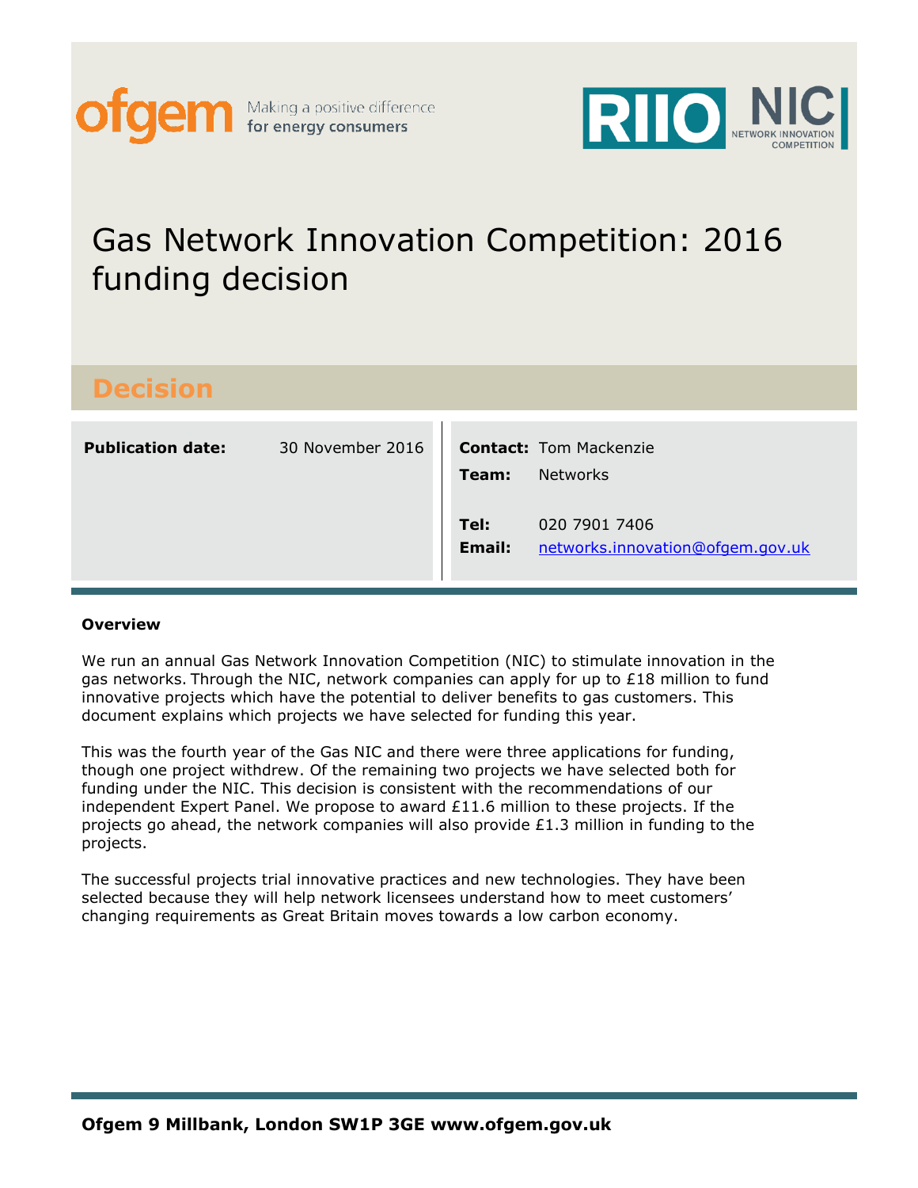# Gas Network Innovation Competition: 2016 funding decision

## Decision

| **Publication date:** | 30 November 2016 | **Contact:** | Tom Mackenzie |
|---|---|---|---|
| | | **Team:** | Networks |
| | | **Tel:** | 020 7901 7406 |
| | | **Email:** | networks.innovation@ofgem.gov.uk |

**Overview**

We run an annual Gas Network Innovation Competition (NIC) to stimulate innovation in the gas networks. Through the NIC, network companies can apply for up to £18 million to fund innovative projects which have the potential to deliver benefits to gas customers. This document explains which projects we have selected for funding this year.

This was the fourth year of the Gas NIC and there were three applications for funding, though one project withdrew. Of the remaining two projects we have selected both for funding under the NIC. This decision is consistent with the recommendations of our independent Expert Panel. We propose to award £11.6 million to these projects. If the projects go ahead, the network companies will also provide £1.3 million in funding to the projects.

The successful projects trial innovative practices and new technologies. They have been selected because they will help network licensees understand how to meet customers' changing requirements as Great Britain moves towards a low carbon economy.

**Ofgem 9 Millbank, London SW1P 3GE www.ofgem.gov.uk**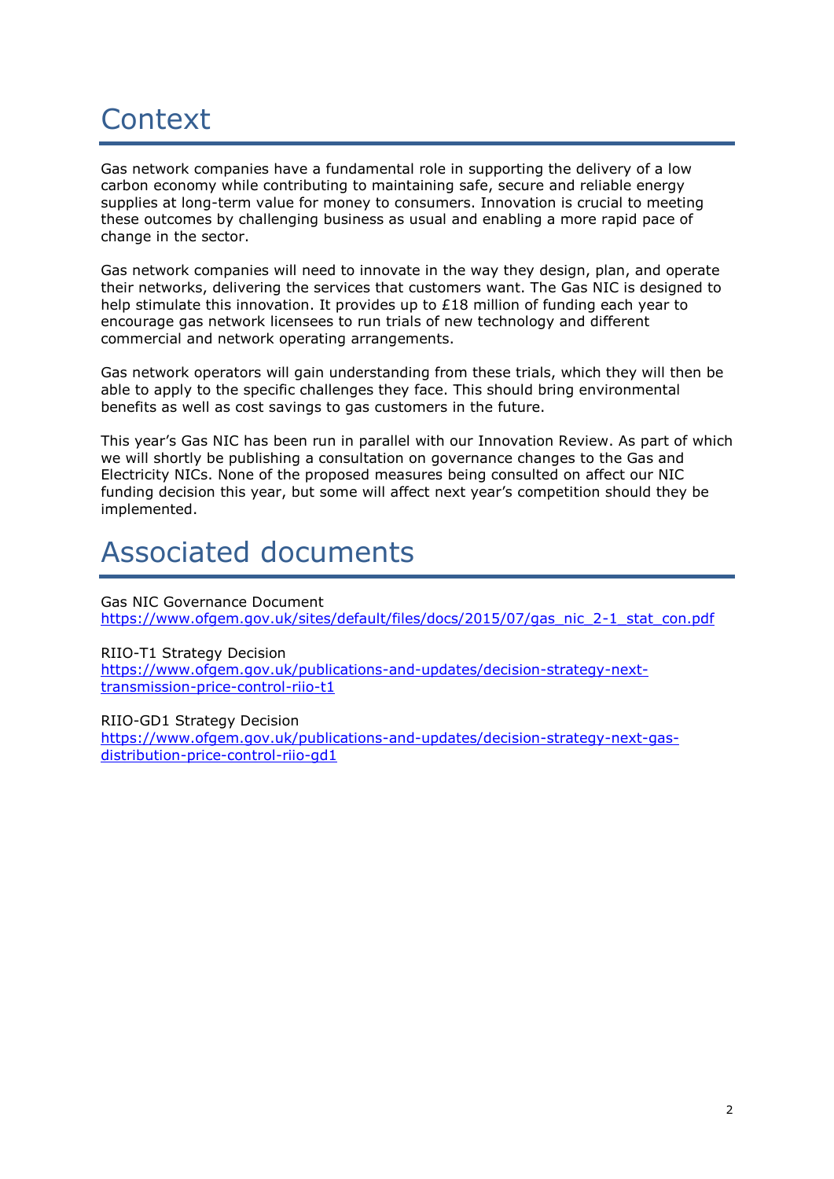# Context

Gas network companies have a fundamental role in supporting the delivery of a low carbon economy while contributing to maintaining safe, secure and reliable energy supplies at long-term value for money to consumers. Innovation is crucial to meeting these outcomes by challenging business as usual and enabling a more rapid pace of change in the sector.

Gas network companies will need to innovate in the way they design, plan, and operate their networks, delivering the services that customers want. The Gas NIC is designed to help stimulate this innovation. It provides up to £18 million of funding each year to encourage gas network licensees to run trials of new technology and different commercial and network operating arrangements.

Gas network operators will gain understanding from these trials, which they will then be able to apply to the specific challenges they face. This should bring environmental benefits as well as cost savings to gas customers in the future.

This year's Gas NIC has been run in parallel with our Innovation Review. As part of which we will shortly be publishing a consultation on governance changes to the Gas and Electricity NICs. None of the proposed measures being consulted on affect our NIC funding decision this year, but some will affect next year's competition should they be implemented.

# Associated documents

Gas NIC Governance Document
https://www.ofgem.gov.uk/sites/default/files/docs/2015/07/gas_nic_2-1_stat_con.pdf

RIIO-T1 Strategy Decision
https://www.ofgem.gov.uk/publications-and-updates/decision-strategy-next-transmission-price-control-riio-t1

RIIO-GD1 Strategy Decision
https://www.ofgem.gov.uk/publications-and-updates/decision-strategy-next-gas-distribution-price-control-riio-gd1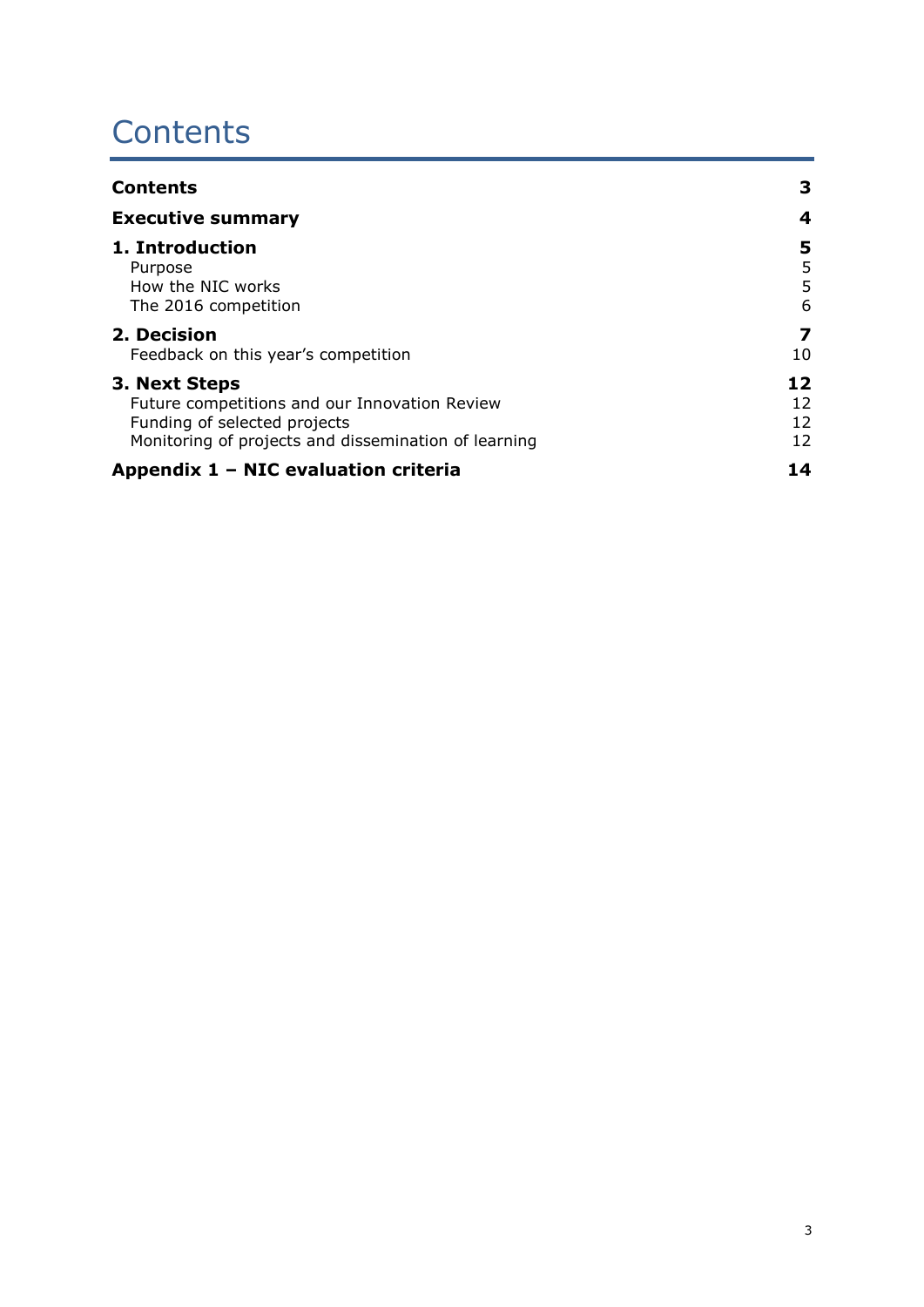# Contents

| | |
|---|---|
| **Contents** | **3** |
| **Executive summary** | **4** |
| **1. Introduction** | **5** |
| Purpose | 5 |
| How the NIC works | 5 |
| The 2016 competition | 6 |
| **2. Decision** | **7** |
| Feedback on this year's competition | 10 |
| **3. Next Steps** | **12** |
| Future competitions and our Innovation Review | 12 |
| Funding of selected projects | 12 |
| Monitoring of projects and dissemination of learning | 12 |
| **Appendix 1 – NIC evaluation criteria** | **14** |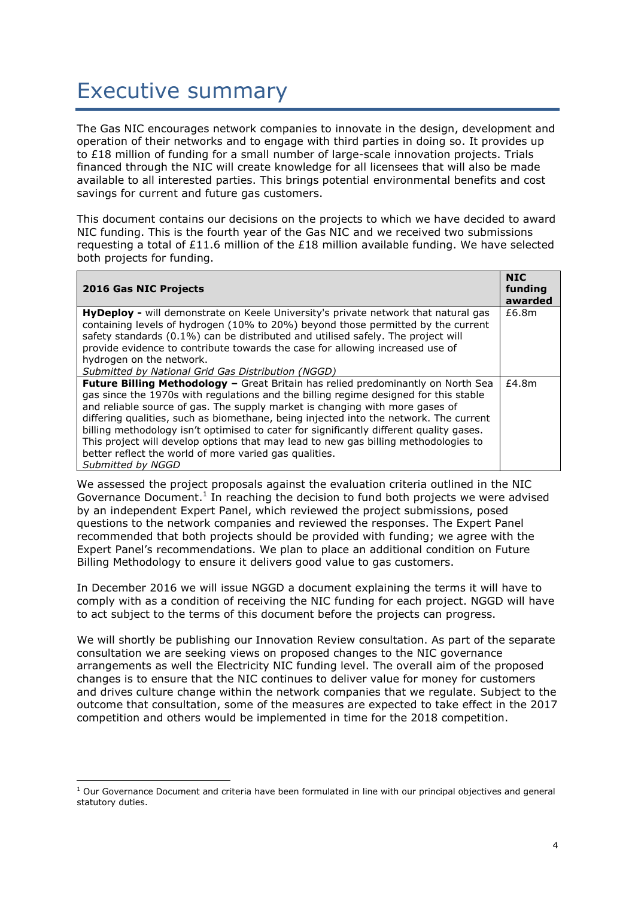# Executive summary

The Gas NIC encourages network companies to innovate in the design, development and operation of their networks and to engage with third parties in doing so. It provides up to £18 million of funding for a small number of large-scale innovation projects. Trials financed through the NIC will create knowledge for all licensees that will also be made available to all interested parties. This brings potential environmental benefits and cost savings for current and future gas customers.

This document contains our decisions on the projects to which we have decided to award NIC funding. This is the fourth year of the Gas NIC and we received two submissions requesting a total of £11.6 million of the £18 million available funding. We have selected both projects for funding.

| 2016 Gas NIC Projects | NIC funding awarded |
|---|---|
| **HyDeploy -** will demonstrate on Keele University's private network that natural gas containing levels of hydrogen (10% to 20%) beyond those permitted by the current safety standards (0.1%) can be distributed and utilised safely. The project will provide evidence to contribute towards the case for allowing increased use of hydrogen on the network. *Submitted by National Grid Gas Distribution (NGGD)* | £6.8m |
| **Future Billing Methodology –** Great Britain has relied predominantly on North Sea gas since the 1970s with regulations and the billing regime designed for this stable and reliable source of gas. The supply market is changing with more gases of differing qualities, such as biomethane, being injected into the network. The current billing methodology isn't optimised to cater for significantly different quality gases. This project will develop options that may lead to new gas billing methodologies to better reflect the world of more varied gas qualities. *Submitted by NGGD* | £4.8m |

We assessed the project proposals against the evaluation criteria outlined in the NIC Governance Document.[1] In reaching the decision to fund both projects we were advised by an independent Expert Panel, which reviewed the project submissions, posed questions to the network companies and reviewed the responses. The Expert Panel recommended that both projects should be provided with funding; we agree with the Expert Panel's recommendations. We plan to place an additional condition on Future Billing Methodology to ensure it delivers good value to gas customers.

In December 2016 we will issue NGGD a document explaining the terms it will have to comply with as a condition of receiving the NIC funding for each project. NGGD will have to act subject to the terms of this document before the projects can progress.

We will shortly be publishing our Innovation Review consultation. As part of the separate consultation we are seeking views on proposed changes to the NIC governance arrangements as well the Electricity NIC funding level. The overall aim of the proposed changes is to ensure that the NIC continues to deliver value for money for customers and drives culture change within the network companies that we regulate. Subject to the outcome that consultation, some of the measures are expected to take effect in the 2017 competition and others would be implemented in time for the 2018 competition.

[1] Our Governance Document and criteria have been formulated in line with our principal objectives and general statutory duties.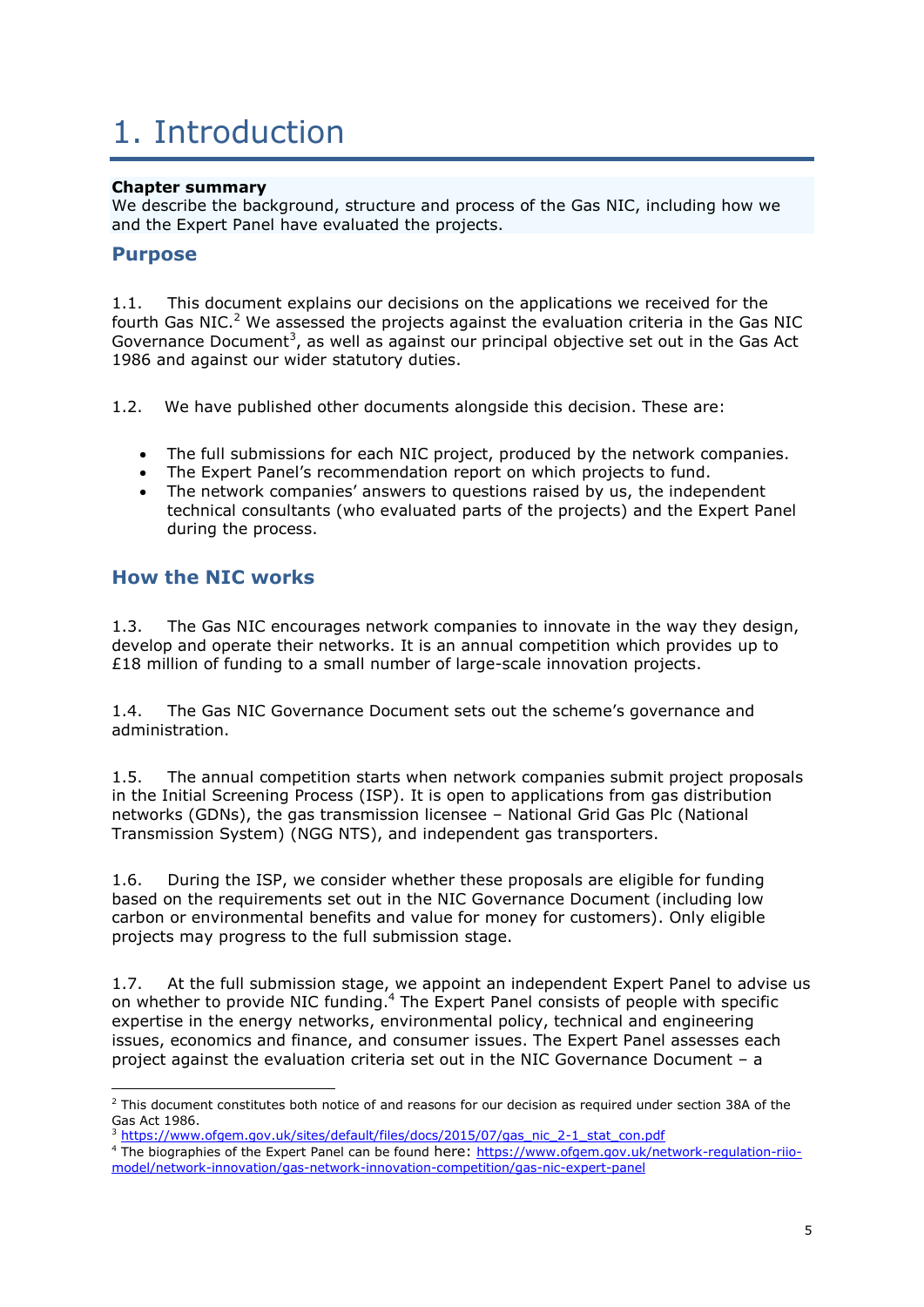# 1. Introduction

**Chapter summary**
We describe the background, structure and process of the Gas NIC, including how we and the Expert Panel have evaluated the projects.

## Purpose

1.1. This document explains our decisions on the applications we received for the fourth Gas NIC.[2] We assessed the projects against the evaluation criteria in the Gas NIC Governance Document[3], as well as against our principal objective set out in the Gas Act 1986 and against our wider statutory duties.

1.2. We have published other documents alongside this decision. These are:

- The full submissions for each NIC project, produced by the network companies.
- The Expert Panel's recommendation report on which projects to fund.
- The network companies' answers to questions raised by us, the independent technical consultants (who evaluated parts of the projects) and the Expert Panel during the process.

## How the NIC works

1.3. The Gas NIC encourages network companies to innovate in the way they design, develop and operate their networks. It is an annual competition which provides up to £18 million of funding to a small number of large-scale innovation projects.

1.4. The Gas NIC Governance Document sets out the scheme's governance and administration.

1.5. The annual competition starts when network companies submit project proposals in the Initial Screening Process (ISP). It is open to applications from gas distribution networks (GDNs), the gas transmission licensee – National Grid Gas Plc (National Transmission System) (NGG NTS), and independent gas transporters.

1.6. During the ISP, we consider whether these proposals are eligible for funding based on the requirements set out in the NIC Governance Document (including low carbon or environmental benefits and value for money for customers). Only eligible projects may progress to the full submission stage.

1.7. At the full submission stage, we appoint an independent Expert Panel to advise us on whether to provide NIC funding.[4] The Expert Panel consists of people with specific expertise in the energy networks, environmental policy, technical and engineering issues, economics and finance, and consumer issues. The Expert Panel assesses each project against the evaluation criteria set out in the NIC Governance Document – a

---

[2] This document constitutes both notice of and reasons for our decision as required under section 38A of the Gas Act 1986.

[3] https://www.ofgem.gov.uk/sites/default/files/docs/2015/07/gas_nic_2-1_stat_con.pdf

[4] The biographies of the Expert Panel can be found here: https://www.ofgem.gov.uk/network-regulation-riio-model/network-innovation/gas-network-innovation-competition/gas-nic-expert-panel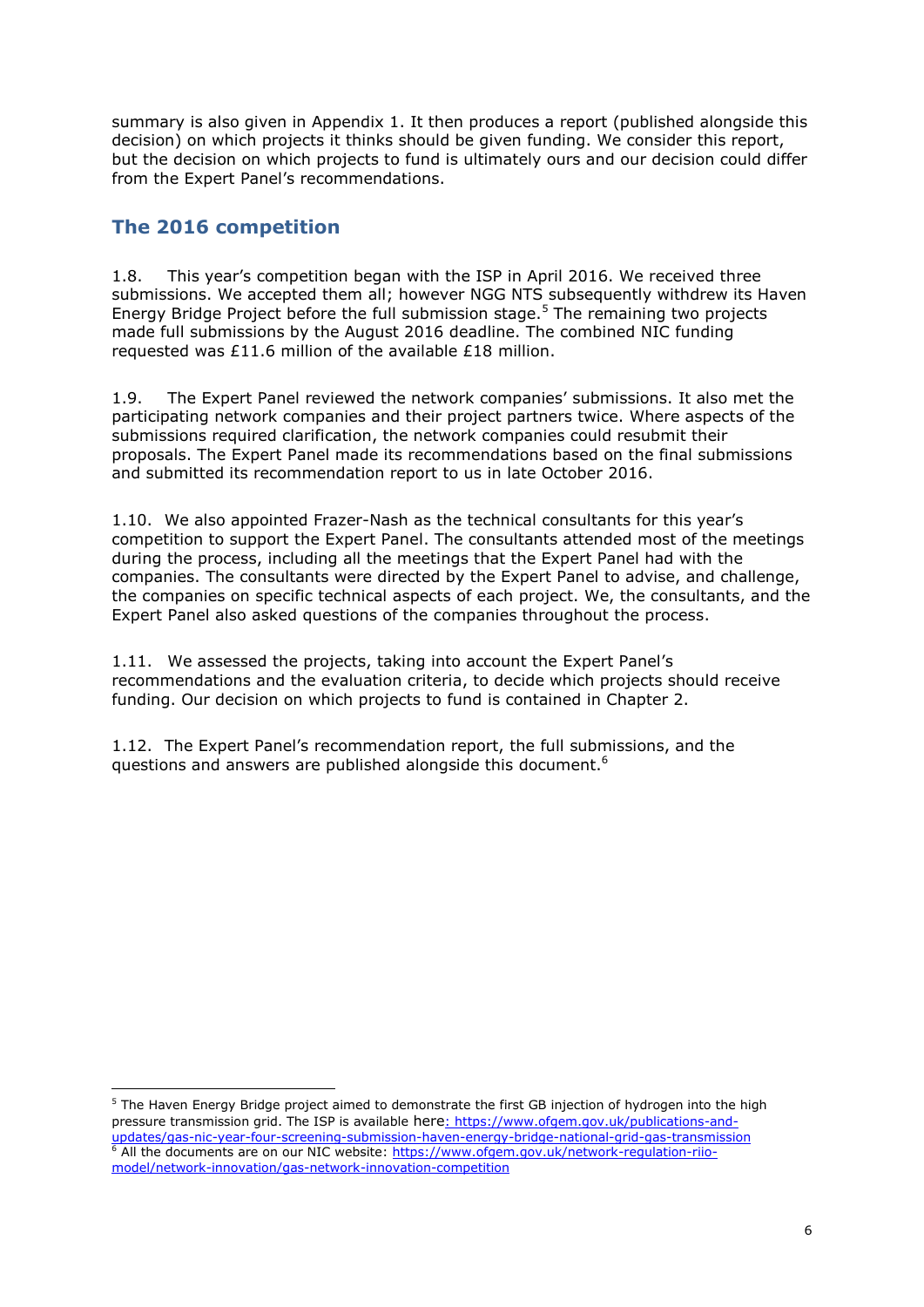summary is also given in Appendix 1. It then produces a report (published alongside this decision) on which projects it thinks should be given funding. We consider this report, but the decision on which projects to fund is ultimately ours and our decision could differ from the Expert Panel's recommendations.

## The 2016 competition

1.8. This year's competition began with the ISP in April 2016. We received three submissions. We accepted them all; however NGG NTS subsequently withdrew its Haven Energy Bridge Project before the full submission stage.[5] The remaining two projects made full submissions by the August 2016 deadline. The combined NIC funding requested was £11.6 million of the available £18 million.

1.9. The Expert Panel reviewed the network companies' submissions. It also met the participating network companies and their project partners twice. Where aspects of the submissions required clarification, the network companies could resubmit their proposals. The Expert Panel made its recommendations based on the final submissions and submitted its recommendation report to us in late October 2016.

1.10. We also appointed Frazer-Nash as the technical consultants for this year's competition to support the Expert Panel. The consultants attended most of the meetings during the process, including all the meetings that the Expert Panel had with the companies. The consultants were directed by the Expert Panel to advise, and challenge, the companies on specific technical aspects of each project. We, the consultants, and the Expert Panel also asked questions of the companies throughout the process.

1.11. We assessed the projects, taking into account the Expert Panel's recommendations and the evaluation criteria, to decide which projects should receive funding. Our decision on which projects to fund is contained in Chapter 2.

1.12. The Expert Panel's recommendation report, the full submissions, and the questions and answers are published alongside this document.[6]

---

[5] The Haven Energy Bridge project aimed to demonstrate the first GB injection of hydrogen into the high pressure transmission grid. The ISP is available here: https://www.ofgem.gov.uk/publications-and-updates/gas-nic-year-four-screening-submission-haven-energy-bridge-national-grid-gas-transmission

[6] All the documents are on our NIC website: https://www.ofgem.gov.uk/network-regulation-riio-model/network-innovation/gas-network-innovation-competition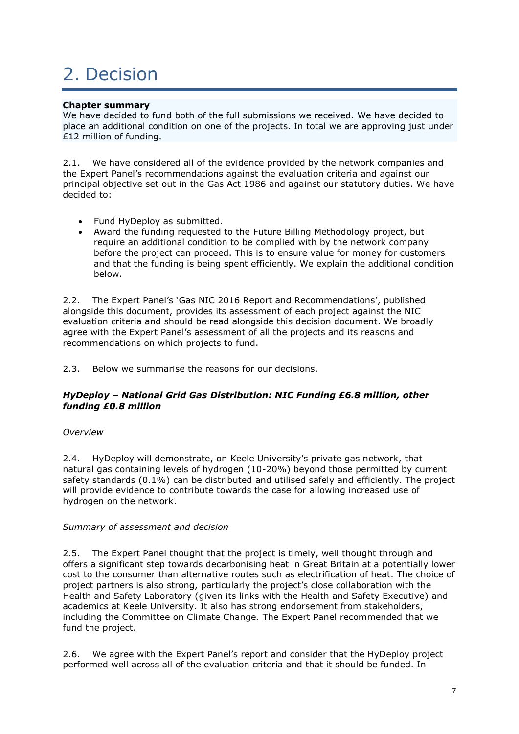# 2. Decision

**Chapter summary**

We have decided to fund both of the full submissions we received. We have decided to place an additional condition on one of the projects. In total we are approving just under £12 million of funding.

2.1. We have considered all of the evidence provided by the network companies and the Expert Panel's recommendations against the evaluation criteria and against our principal objective set out in the Gas Act 1986 and against our statutory duties. We have decided to:

- Fund HyDeploy as submitted.
- Award the funding requested to the Future Billing Methodology project, but require an additional condition to be complied with by the network company before the project can proceed. This is to ensure value for money for customers and that the funding is being spent efficiently. We explain the additional condition below.

2.2. The Expert Panel's 'Gas NIC 2016 Report and Recommendations', published alongside this document, provides its assessment of each project against the NIC evaluation criteria and should be read alongside this decision document. We broadly agree with the Expert Panel's assessment of all the projects and its reasons and recommendations on which projects to fund.

2.3. Below we summarise the reasons for our decisions.

***HyDeploy – National Grid Gas Distribution: NIC Funding £6.8 million, other funding £0.8 million***

*Overview*

2.4. HyDeploy will demonstrate, on Keele University's private gas network, that natural gas containing levels of hydrogen (10-20%) beyond those permitted by current safety standards (0.1%) can be distributed and utilised safely and efficiently. The project will provide evidence to contribute towards the case for allowing increased use of hydrogen on the network.

*Summary of assessment and decision*

2.5. The Expert Panel thought that the project is timely, well thought through and offers a significant step towards decarbonising heat in Great Britain at a potentially lower cost to the consumer than alternative routes such as electrification of heat. The choice of project partners is also strong, particularly the project's close collaboration with the Health and Safety Laboratory (given its links with the Health and Safety Executive) and academics at Keele University. It also has strong endorsement from stakeholders, including the Committee on Climate Change. The Expert Panel recommended that we fund the project.

2.6. We agree with the Expert Panel's report and consider that the HyDeploy project performed well across all of the evaluation criteria and that it should be funded. In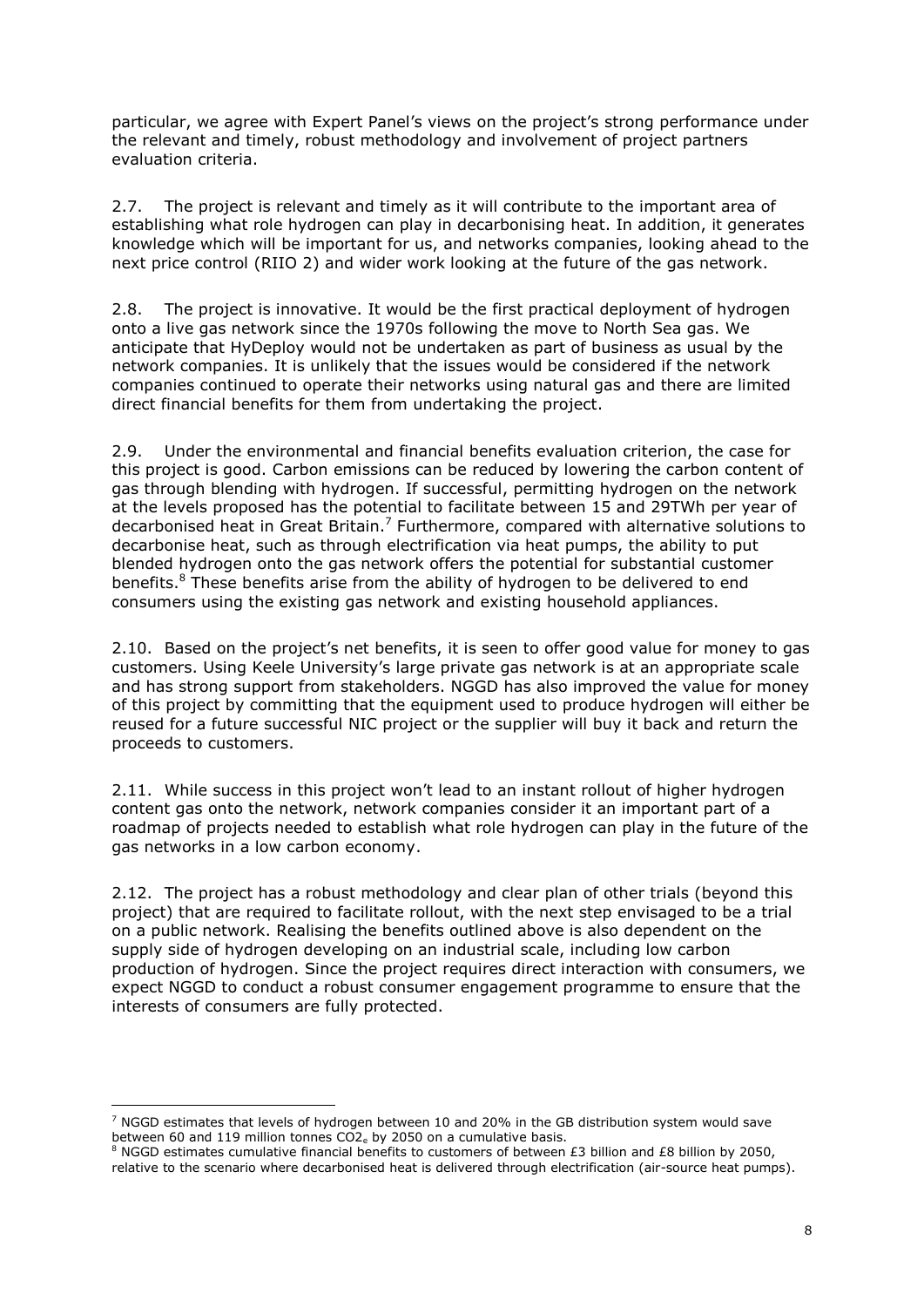particular, we agree with Expert Panel's views on the project's strong performance under the relevant and timely, robust methodology and involvement of project partners evaluation criteria.

2.7. The project is relevant and timely as it will contribute to the important area of establishing what role hydrogen can play in decarbonising heat. In addition, it generates knowledge which will be important for us, and networks companies, looking ahead to the next price control (RIIO 2) and wider work looking at the future of the gas network.

2.8. The project is innovative. It would be the first practical deployment of hydrogen onto a live gas network since the 1970s following the move to North Sea gas. We anticipate that HyDeploy would not be undertaken as part of business as usual by the network companies. It is unlikely that the issues would be considered if the network companies continued to operate their networks using natural gas and there are limited direct financial benefits for them from undertaking the project.

2.9. Under the environmental and financial benefits evaluation criterion, the case for this project is good. Carbon emissions can be reduced by lowering the carbon content of gas through blending with hydrogen. If successful, permitting hydrogen on the network at the levels proposed has the potential to facilitate between 15 and 29TWh per year of decarbonised heat in Great Britain.[7] Furthermore, compared with alternative solutions to decarbonise heat, such as through electrification via heat pumps, the ability to put blended hydrogen onto the gas network offers the potential for substantial customer benefits.[8] These benefits arise from the ability of hydrogen to be delivered to end consumers using the existing gas network and existing household appliances.

2.10. Based on the project's net benefits, it is seen to offer good value for money to gas customers. Using Keele University's large private gas network is at an appropriate scale and has strong support from stakeholders. NGGD has also improved the value for money of this project by committing that the equipment used to produce hydrogen will either be reused for a future successful NIC project or the supplier will buy it back and return the proceeds to customers.

2.11. While success in this project won't lead to an instant rollout of higher hydrogen content gas onto the network, network companies consider it an important part of a roadmap of projects needed to establish what role hydrogen can play in the future of the gas networks in a low carbon economy.

2.12. The project has a robust methodology and clear plan of other trials (beyond this project) that are required to facilitate rollout, with the next step envisaged to be a trial on a public network. Realising the benefits outlined above is also dependent on the supply side of hydrogen developing on an industrial scale, including low carbon production of hydrogen. Since the project requires direct interaction with consumers, we expect NGGD to conduct a robust consumer engagement programme to ensure that the interests of consumers are fully protected.

---

[7] NGGD estimates that levels of hydrogen between 10 and 20% in the GB distribution system would save between 60 and 119 million tonnes $CO_{2e}$ by 2050 on a cumulative basis.

[8] NGGD estimates cumulative financial benefits to customers of between £3 billion and £8 billion by 2050, relative to the scenario where decarbonised heat is delivered through electrification (air-source heat pumps).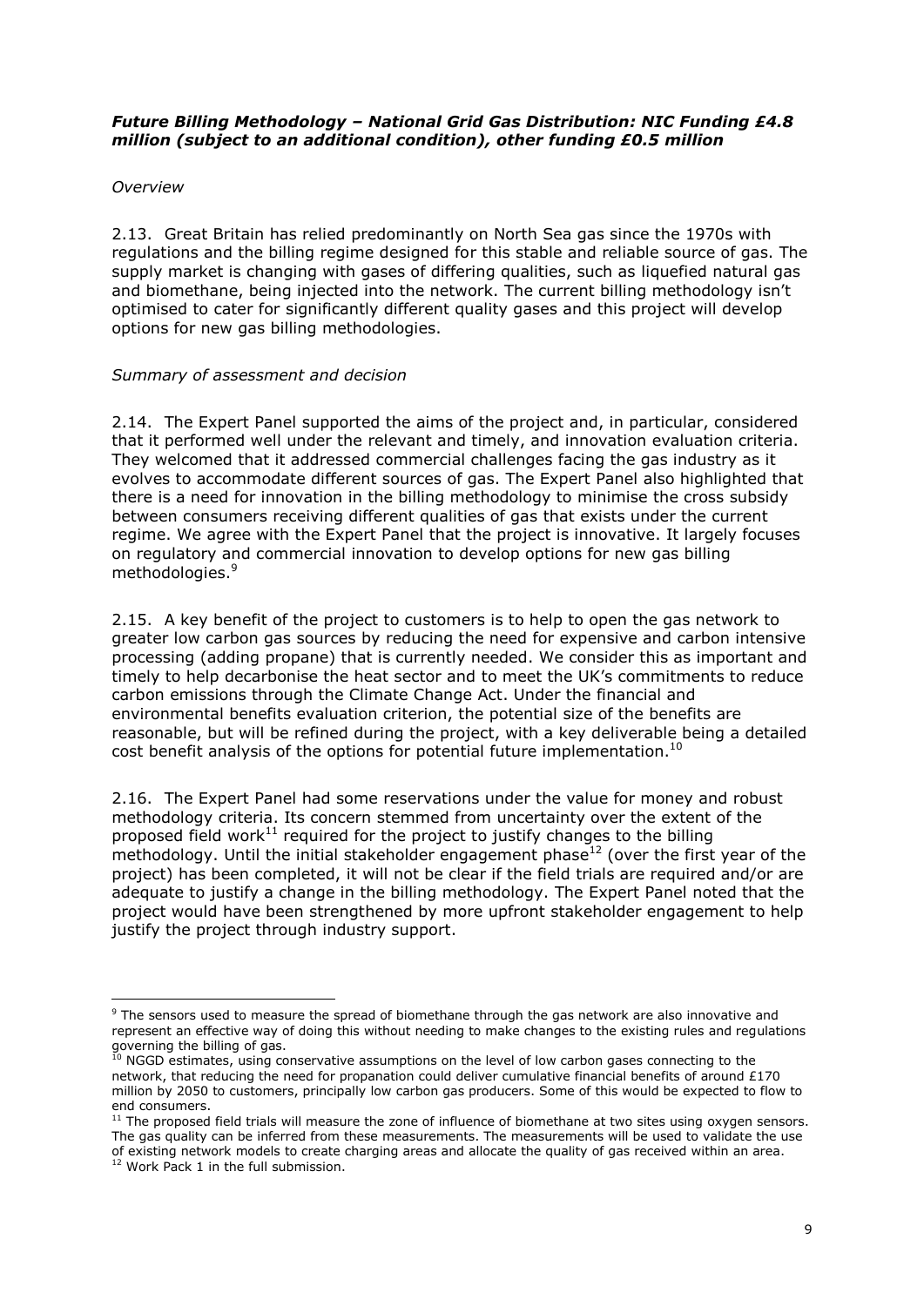***Future Billing Methodology – National Grid Gas Distribution: NIC Funding £4.8 million (subject to an additional condition), other funding £0.5 million***

*Overview*

2.13. Great Britain has relied predominantly on North Sea gas since the 1970s with regulations and the billing regime designed for this stable and reliable source of gas. The supply market is changing with gases of differing qualities, such as liquefied natural gas and biomethane, being injected into the network. The current billing methodology isn't optimised to cater for significantly different quality gases and this project will develop options for new gas billing methodologies.

*Summary of assessment and decision*

2.14. The Expert Panel supported the aims of the project and, in particular, considered that it performed well under the relevant and timely, and innovation evaluation criteria. They welcomed that it addressed commercial challenges facing the gas industry as it evolves to accommodate different sources of gas. The Expert Panel also highlighted that there is a need for innovation in the billing methodology to minimise the cross subsidy between consumers receiving different qualities of gas that exists under the current regime. We agree with the Expert Panel that the project is innovative. It largely focuses on regulatory and commercial innovation to develop options for new gas billing methodologies.[9]

2.15. A key benefit of the project to customers is to help to open the gas network to greater low carbon gas sources by reducing the need for expensive and carbon intensive processing (adding propane) that is currently needed. We consider this as important and timely to help decarbonise the heat sector and to meet the UK's commitments to reduce carbon emissions through the Climate Change Act. Under the financial and environmental benefits evaluation criterion, the potential size of the benefits are reasonable, but will be refined during the project, with a key deliverable being a detailed cost benefit analysis of the options for potential future implementation.[10]

2.16. The Expert Panel had some reservations under the value for money and robust methodology criteria. Its concern stemmed from uncertainty over the extent of the proposed field work[11] required for the project to justify changes to the billing methodology. Until the initial stakeholder engagement phase[12] (over the first year of the project) has been completed, it will not be clear if the field trials are required and/or are adequate to justify a change in the billing methodology. The Expert Panel noted that the project would have been strengthened by more upfront stakeholder engagement to help justify the project through industry support.

---

[9] The sensors used to measure the spread of biomethane through the gas network are also innovative and represent an effective way of doing this without needing to make changes to the existing rules and regulations governing the billing of gas.

[10] NGGD estimates, using conservative assumptions on the level of low carbon gases connecting to the network, that reducing the need for propanation could deliver cumulative financial benefits of around £170 million by 2050 to customers, principally low carbon gas producers. Some of this would be expected to flow to end consumers.

[11] The proposed field trials will measure the zone of influence of biomethane at two sites using oxygen sensors. The gas quality can be inferred from these measurements. The measurements will be used to validate the use of existing network models to create charging areas and allocate the quality of gas received within an area.

[12] Work Pack 1 in the full submission.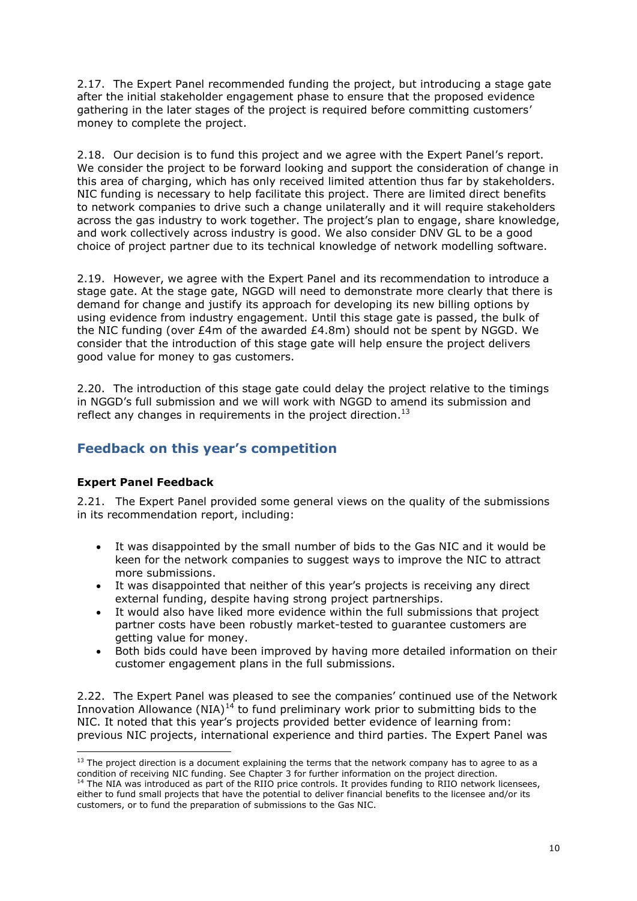2.17. The Expert Panel recommended funding the project, but introducing a stage gate after the initial stakeholder engagement phase to ensure that the proposed evidence gathering in the later stages of the project is required before committing customers' money to complete the project.

2.18. Our decision is to fund this project and we agree with the Expert Panel's report. We consider the project to be forward looking and support the consideration of change in this area of charging, which has only received limited attention thus far by stakeholders. NIC funding is necessary to help facilitate this project. There are limited direct benefits to network companies to drive such a change unilaterally and it will require stakeholders across the gas industry to work together. The project's plan to engage, share knowledge, and work collectively across industry is good. We also consider DNV GL to be a good choice of project partner due to its technical knowledge of network modelling software.

2.19. However, we agree with the Expert Panel and its recommendation to introduce a stage gate. At the stage gate, NGGD will need to demonstrate more clearly that there is demand for change and justify its approach for developing its new billing options by using evidence from industry engagement. Until this stage gate is passed, the bulk of the NIC funding (over £4m of the awarded £4.8m) should not be spent by NGGD. We consider that the introduction of this stage gate will help ensure the project delivers good value for money to gas customers.

2.20. The introduction of this stage gate could delay the project relative to the timings in NGGD's full submission and we will work with NGGD to amend its submission and reflect any changes in requirements in the project direction.[13]

## Feedback on this year's competition

### Expert Panel Feedback

2.21. The Expert Panel provided some general views on the quality of the submissions in its recommendation report, including:

- It was disappointed by the small number of bids to the Gas NIC and it would be keen for the network companies to suggest ways to improve the NIC to attract more submissions.
- It was disappointed that neither of this year's projects is receiving any direct external funding, despite having strong project partnerships.
- It would also have liked more evidence within the full submissions that project partner costs have been robustly market-tested to guarantee customers are getting value for money.
- Both bids could have been improved by having more detailed information on their customer engagement plans in the full submissions.

2.22. The Expert Panel was pleased to see the companies' continued use of the Network Innovation Allowance (NIA)[14] to fund preliminary work prior to submitting bids to the NIC. It noted that this year's projects provided better evidence of learning from: previous NIC projects, international experience and third parties. The Expert Panel was

[13] The project direction is a document explaining the terms that the network company has to agree to as a condition of receiving NIC funding. See Chapter 3 for further information on the project direction.

[14] The NIA was introduced as part of the RIIO price controls. It provides funding to RIIO network licensees, either to fund small projects that have the potential to deliver financial benefits to the licensee and/or its customers, or to fund the preparation of submissions to the Gas NIC.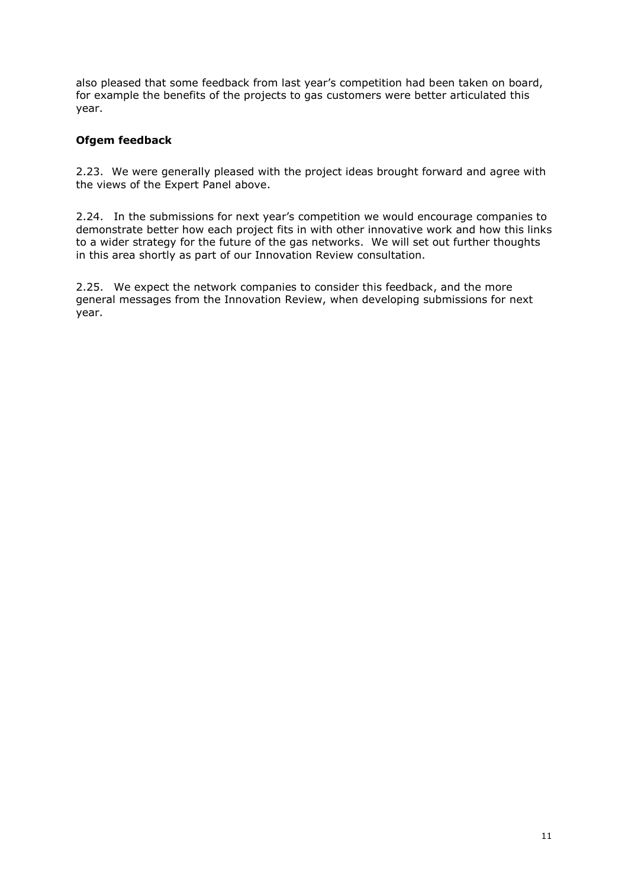also pleased that some feedback from last year's competition had been taken on board, for example the benefits of the projects to gas customers were better articulated this year.

### Ofgem feedback

2.23. We were generally pleased with the project ideas brought forward and agree with the views of the Expert Panel above.

2.24. In the submissions for next year's competition we would encourage companies to demonstrate better how each project fits in with other innovative work and how this links to a wider strategy for the future of the gas networks. We will set out further thoughts in this area shortly as part of our Innovation Review consultation.

2.25. We expect the network companies to consider this feedback, and the more general messages from the Innovation Review, when developing submissions for next year.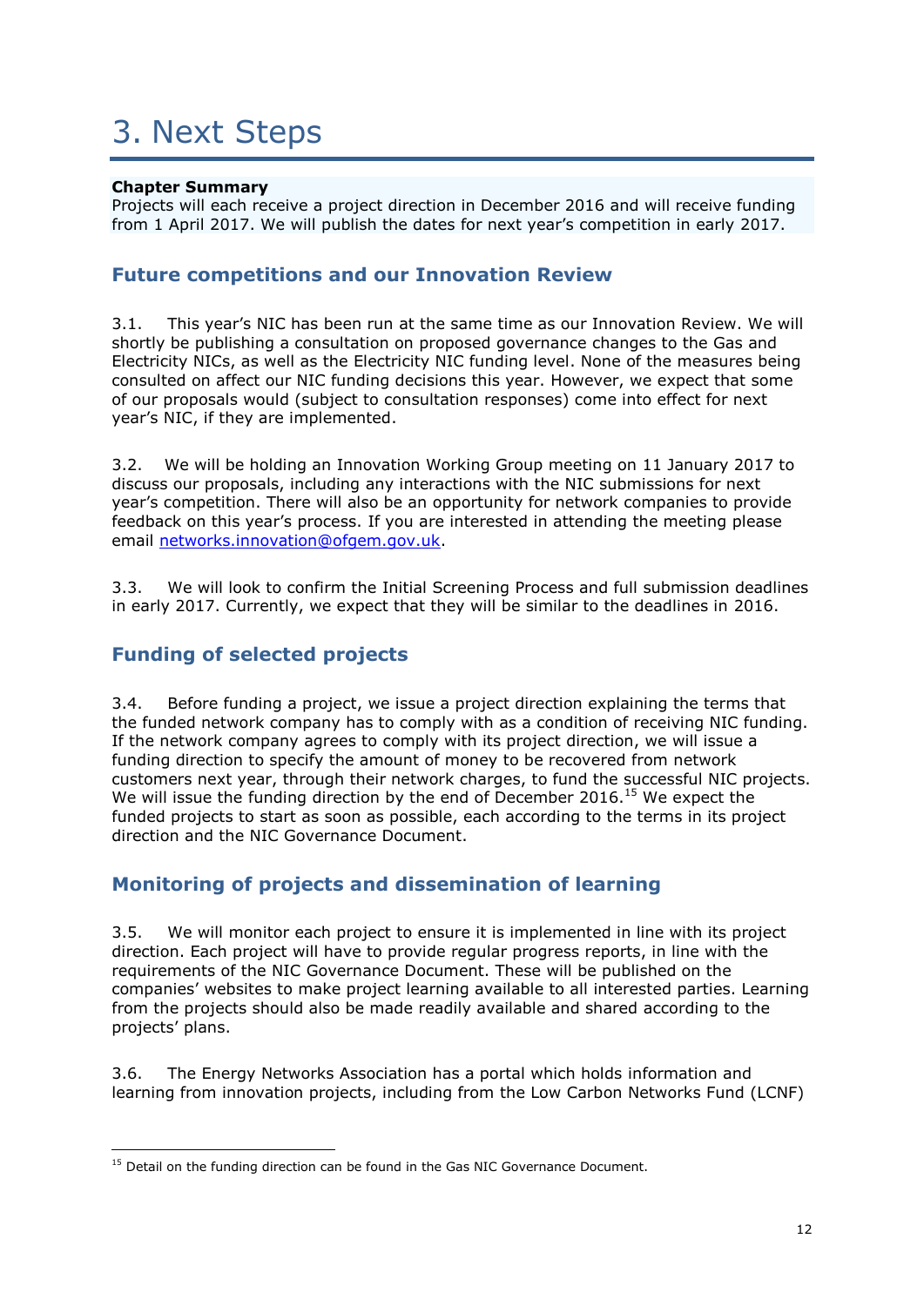# 3. Next Steps

**Chapter Summary**

Projects will each receive a project direction in December 2016 and will receive funding from 1 April 2017. We will publish the dates for next year's competition in early 2017.

## Future competitions and our Innovation Review

3.1. This year's NIC has been run at the same time as our Innovation Review. We will shortly be publishing a consultation on proposed governance changes to the Gas and Electricity NICs, as well as the Electricity NIC funding level. None of the measures being consulted on affect our NIC funding decisions this year. However, we expect that some of our proposals would (subject to consultation responses) come into effect for next year's NIC, if they are implemented.

3.2. We will be holding an Innovation Working Group meeting on 11 January 2017 to discuss our proposals, including any interactions with the NIC submissions for next year's competition. There will also be an opportunity for network companies to provide feedback on this year's process. If you are interested in attending the meeting please email networks.innovation@ofgem.gov.uk.

3.3. We will look to confirm the Initial Screening Process and full submission deadlines in early 2017. Currently, we expect that they will be similar to the deadlines in 2016.

## Funding of selected projects

3.4. Before funding a project, we issue a project direction explaining the terms that the funded network company has to comply with as a condition of receiving NIC funding. If the network company agrees to comply with its project direction, we will issue a funding direction to specify the amount of money to be recovered from network customers next year, through their network charges, to fund the successful NIC projects. We will issue the funding direction by the end of December 2016.[15] We expect the funded projects to start as soon as possible, each according to the terms in its project direction and the NIC Governance Document.

## Monitoring of projects and dissemination of learning

3.5. We will monitor each project to ensure it is implemented in line with its project direction. Each project will have to provide regular progress reports, in line with the requirements of the NIC Governance Document. These will be published on the companies' websites to make project learning available to all interested parties. Learning from the projects should also be made readily available and shared according to the projects' plans.

3.6. The Energy Networks Association has a portal which holds information and learning from innovation projects, including from the Low Carbon Networks Fund (LCNF)

[15] Detail on the funding direction can be found in the Gas NIC Governance Document.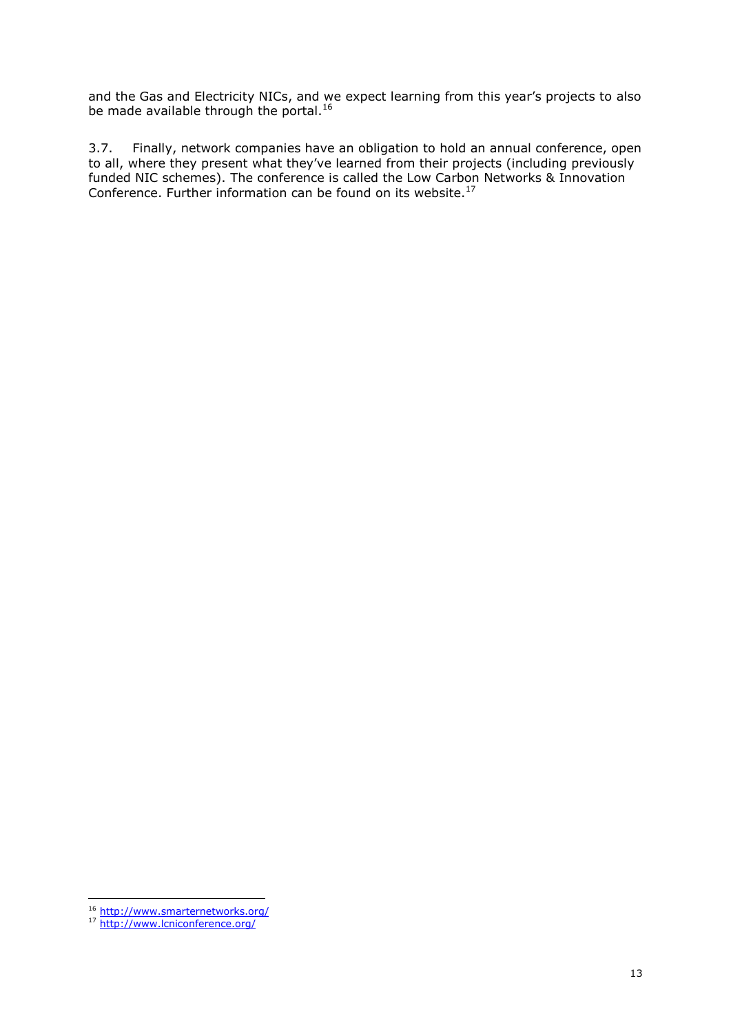and the Gas and Electricity NICs, and we expect learning from this year's projects to also be made available through the portal.[16]

3.7. Finally, network companies have an obligation to hold an annual conference, open to all, where they present what they've learned from their projects (including previously funded NIC schemes). The conference is called the Low Carbon Networks & Innovation Conference. Further information can be found on its website.[17]

---

[16] http://www.smarternetworks.org/

[17] http://www.lcniconference.org/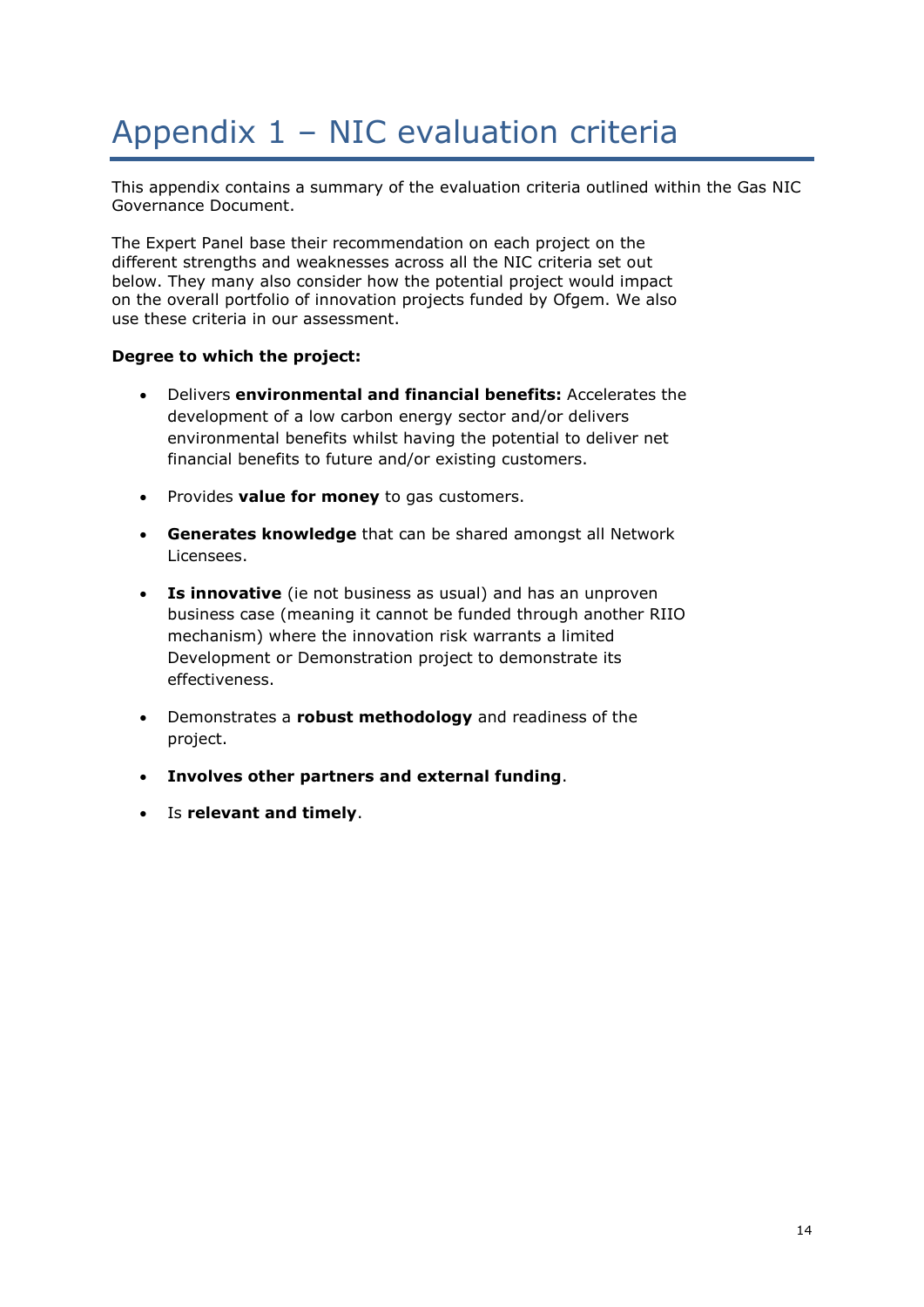# Appendix 1 – NIC evaluation criteria

This appendix contains a summary of the evaluation criteria outlined within the Gas NIC Governance Document.

The Expert Panel base their recommendation on each project on the different strengths and weaknesses across all the NIC criteria set out below. They many also consider how the potential project would impact on the overall portfolio of innovation projects funded by Ofgem. We also use these criteria in our assessment.

**Degree to which the project:**

- Delivers **environmental and financial benefits:** Accelerates the development of a low carbon energy sector and/or delivers environmental benefits whilst having the potential to deliver net financial benefits to future and/or existing customers.
- Provides **value for money** to gas customers.
- **Generates knowledge** that can be shared amongst all Network Licensees.
- **Is innovative** (ie not business as usual) and has an unproven business case (meaning it cannot be funded through another RIIO mechanism) where the innovation risk warrants a limited Development or Demonstration project to demonstrate its effectiveness.
- Demonstrates a **robust methodology** and readiness of the project.
- **Involves other partners and external funding**.
- Is **relevant and timely**.